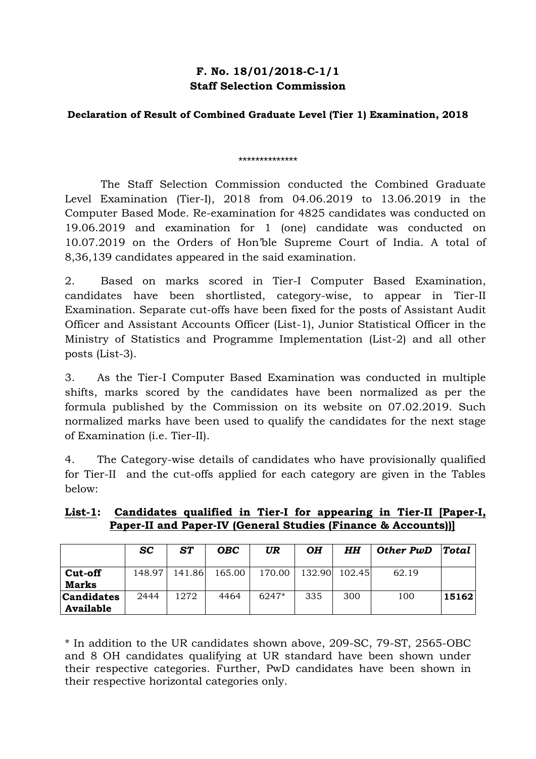**F. No. 18/01/2018-C-1/1**
**Staff Selection Commission**

**Declaration of Result of Combined Graduate Level (Tier 1) Examination, 2018**

**************

The Staff Selection Commission conducted the Combined Graduate Level Examination (Tier-I), 2018 from 04.06.2019 to 13.06.2019 in the Computer Based Mode. Re-examination for 4825 candidates was conducted on 19.06.2019 and examination for 1 (one) candidate was conducted on 10.07.2019 on the Orders of Hon'ble Supreme Court of India. A total of 8,36,139 candidates appeared in the said examination.

2. Based on marks scored in Tier-I Computer Based Examination, candidates have been shortlisted, category-wise, to appear in Tier-II Examination. Separate cut-offs have been fixed for the posts of Assistant Audit Officer and Assistant Accounts Officer (List-1), Junior Statistical Officer in the Ministry of Statistics and Programme Implementation (List-2) and all other posts (List-3).

3. As the Tier-I Computer Based Examination was conducted in multiple shifts, marks scored by the candidates have been normalized as per the formula published by the Commission on its website on 07.02.2019. Such normalized marks have been used to qualify the candidates for the next stage of Examination (i.e. Tier-II).

4. The Category-wise details of candidates who have provisionally qualified for Tier-II and the cut-offs applied for each category are given in the Tables below:

**List-1: Candidates qualified in Tier-I for appearing in Tier-II [Paper-I, Paper-II and Paper-IV (General Studies (Finance & Accounts))]**

| | *SC* | *ST* | *OBC* | *UR* | *OH* | *HH* | *Other PwD* | *Total* |
|---|---|---|---|---|---|---|---|---|
| **Cut-off Marks** | 148.97 | 141.86 | 165.00 | 170.00 | 132.90 | 102.45 | 62.19 | |
| **Candidates Available** | 2444 | 1272 | 4464 | 6247* | 335 | 300 | 100 | **15162** |

* In addition to the UR candidates shown above, 209-SC, 79-ST, 2565-OBC and 8 OH candidates qualifying at UR standard have been shown under their respective categories. Further, PwD candidates have been shown in their respective horizontal categories only.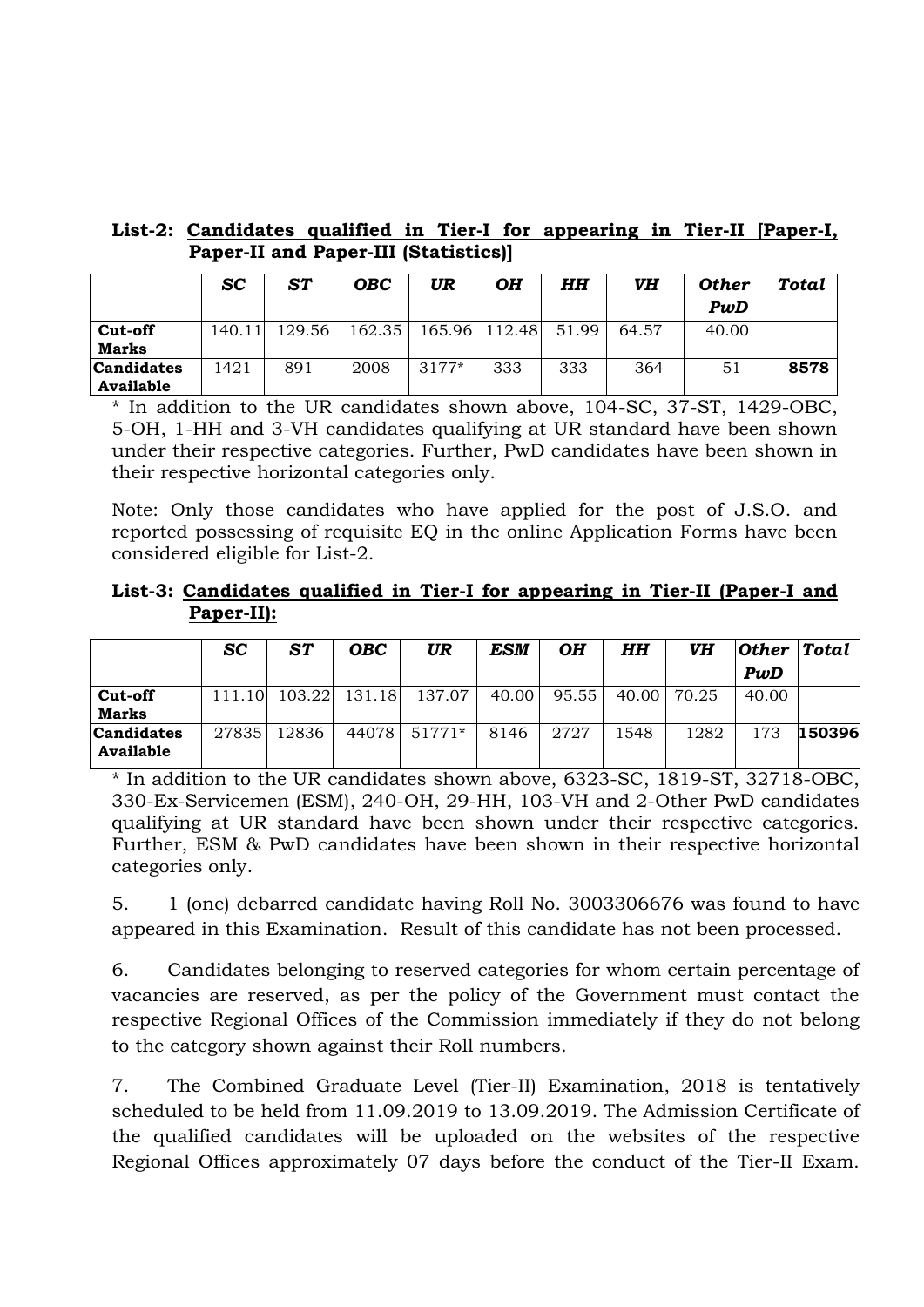**List-2: Candidates qualified in Tier-I for appearing in Tier-II [Paper-I, Paper-II and Paper-III (Statistics)]**

| | *SC* | *ST* | *OBC* | *UR* | *OH* | *HH* | *VH* | *Other PwD* | *Total* |
|---|---|---|---|---|---|---|---|---|---|
| **Cut-off Marks** | 140.11 | 129.56 | 162.35 | 165.96 | 112.48 | 51.99 | 64.57 | 40.00 | |
| **Candidates Available** | 1421 | 891 | 2008 | 3177* | 333 | 333 | 364 | 51 | **8578** |

* In addition to the UR candidates shown above, 104-SC, 37-ST, 1429-OBC, 5-OH, 1-HH and 3-VH candidates qualifying at UR standard have been shown under their respective categories. Further, PwD candidates have been shown in their respective horizontal categories only.

Note: Only those candidates who have applied for the post of J.S.O. and reported possessing of requisite EQ in the online Application Forms have been considered eligible for List-2.

**List-3: Candidates qualified in Tier-I for appearing in Tier-II (Paper-I and Paper-II):**

| | *SC* | *ST* | *OBC* | *UR* | *ESM* | *OH* | *HH* | *VH* | *Other PwD* | *Total* |
|---|---|---|---|---|---|---|---|---|---|---|
| **Cut-off Marks** | 111.10 | 103.22 | 131.18 | 137.07 | 40.00 | 95.55 | 40.00 | 70.25 | 40.00 | |
| **Candidates Available** | 27835 | 12836 | 44078 | 51771* | 8146 | 2727 | 1548 | 1282 | 173 | **150396** |

* In addition to the UR candidates shown above, 6323-SC, 1819-ST, 32718-OBC, 330-Ex-Servicemen (ESM), 240-OH, 29-HH, 103-VH and 2-Other PwD candidates qualifying at UR standard have been shown under their respective categories. Further, ESM & PwD candidates have been shown in their respective horizontal categories only.

5. 1 (one) debarred candidate having Roll No. 3003306676 was found to have appeared in this Examination. Result of this candidate has not been processed.

6. Candidates belonging to reserved categories for whom certain percentage of vacancies are reserved, as per the policy of the Government must contact the respective Regional Offices of the Commission immediately if they do not belong to the category shown against their Roll numbers.

7. The Combined Graduate Level (Tier-II) Examination, 2018 is tentatively scheduled to be held from 11.09.2019 to 13.09.2019. The Admission Certificate of the qualified candidates will be uploaded on the websites of the respective Regional Offices approximately 07 days before the conduct of the Tier-II Exam.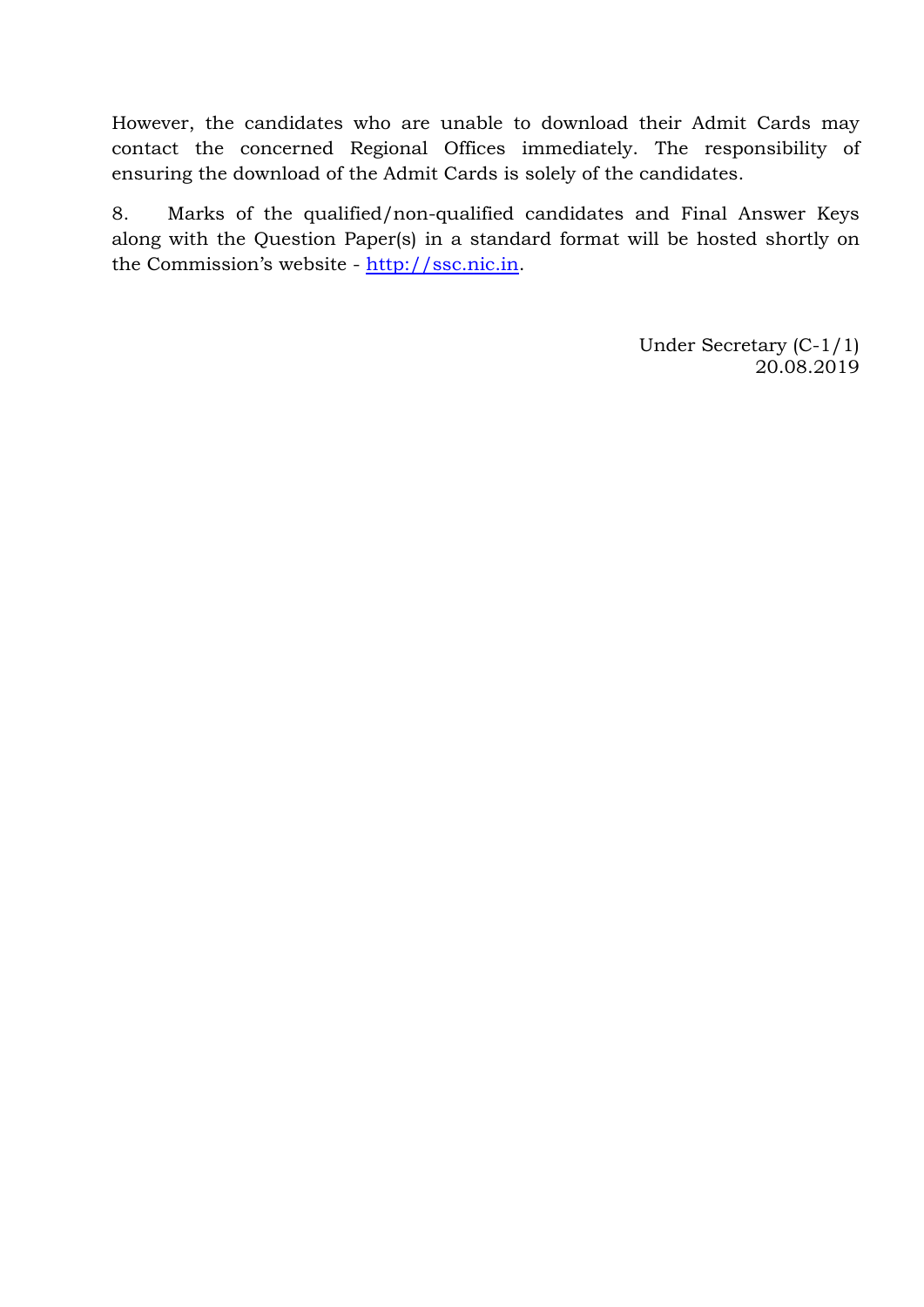However, the candidates who are unable to download their Admit Cards may contact the concerned Regional Offices immediately. The responsibility of ensuring the download of the Admit Cards is solely of the candidates.

8. Marks of the qualified/non-qualified candidates and Final Answer Keys along with the Question Paper(s) in a standard format will be hosted shortly on the Commission's website - [http://ssc.nic.in](http://ssc.nic.in).

Under Secretary (C-1/1)
20.08.2019